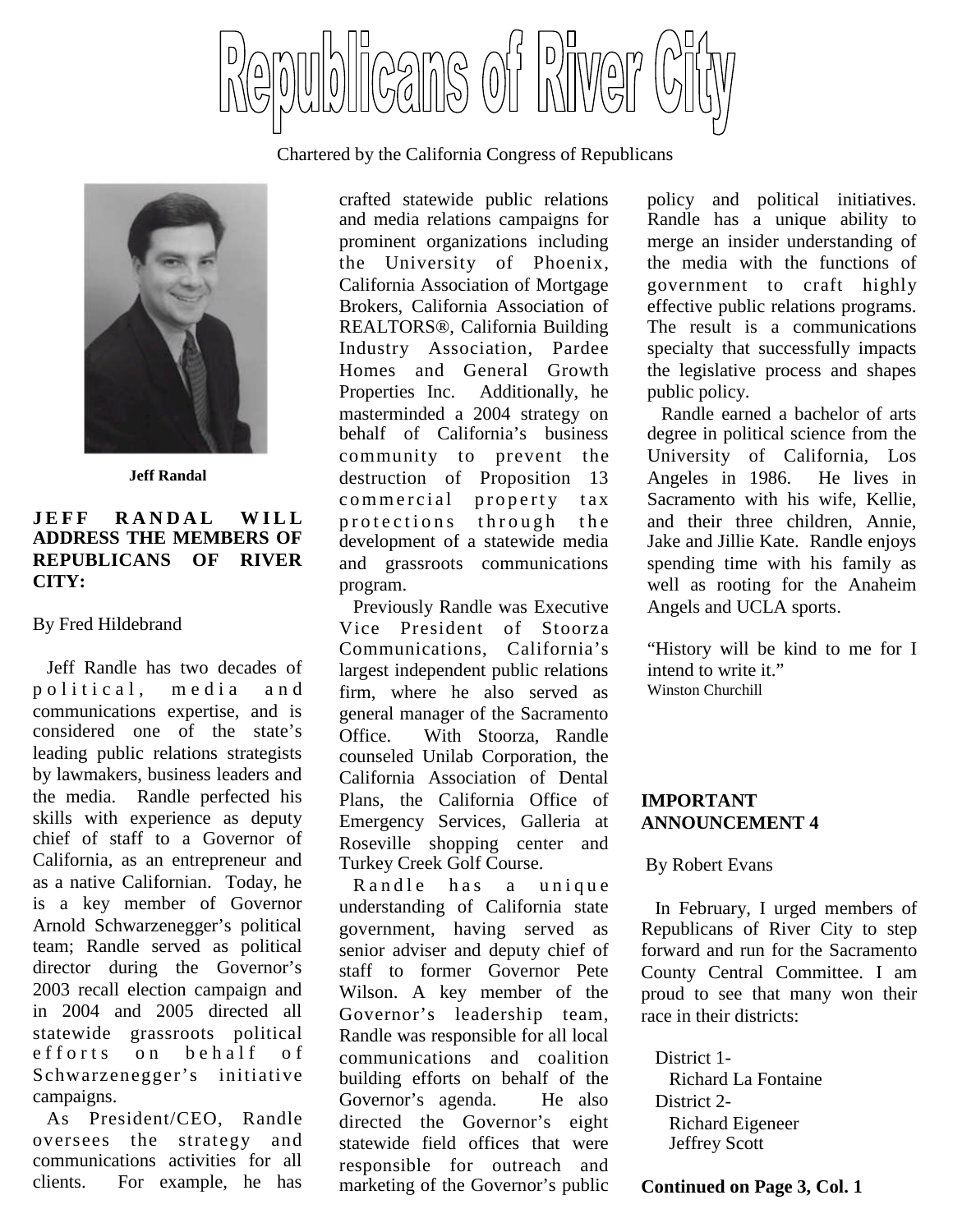# Republicans of River City

Chartered by the California Congress of Republicans

**Jeff Randal**

## JEFF RANDAL WILL ADDRESS THE MEMBERS OF REPUBLICANS OF RIVER CITY:

By Fred Hildebrand

Jeff Randle has two decades of political, media and communications expertise, and is considered one of the state's leading public relations strategists by lawmakers, business leaders and the media. Randle perfected his skills with experience as deputy chief of staff to a Governor of California, as an entrepreneur and as a native Californian. Today, he is a key member of Governor Arnold Schwarzenegger's political team; Randle served as political director during the Governor's 2003 recall election campaign and in 2004 and 2005 directed all statewide grassroots political efforts on behalf of Schwarzenegger's initiative campaigns.

As President/CEO, Randle oversees the strategy and communications activities for all clients. For example, he has crafted statewide public relations and media relations campaigns for prominent organizations including the University of Phoenix, California Association of Mortgage Brokers, California Association of REALTORS®, California Building Industry Association, Pardee Homes and General Growth Properties Inc. Additionally, he masterminded a 2004 strategy on behalf of California's business community to prevent the destruction of Proposition 13 commercial property tax protections through the development of a statewide media and grassroots communications program.

Previously Randle was Executive Vice President of Stoorza Communications, California's largest independent public relations firm, where he also served as general manager of the Sacramento Office. With Stoorza, Randle counseled Unilab Corporation, the California Association of Dental Plans, the California Office of Emergency Services, Galleria at Roseville shopping center and Turkey Creek Golf Course.

Randle has a unique understanding of California state government, having served as senior adviser and deputy chief of staff to former Governor Pete Wilson. A key member of the Governor's leadership team, Randle was responsible for all local communications and coalition building efforts on behalf of the Governor's agenda. He also directed the Governor's eight statewide field offices that were responsible for outreach and marketing of the Governor's public policy and political initiatives. Randle has a unique ability to merge an insider understanding of the media with the functions of government to craft highly effective public relations programs. The result is a communications specialty that successfully impacts the legislative process and shapes public policy.

Randle earned a bachelor of arts degree in political science from the University of California, Los Angeles in 1986. He lives in Sacramento with his wife, Kellie, and their three children, Annie, Jake and Jillie Kate. Randle enjoys spending time with his family as well as rooting for the Anaheim Angels and UCLA sports.

"History will be kind to me for I intend to write it."
Winston Churchill

## IMPORTANT ANNOUNCEMENT 4

By Robert Evans

In February, I urged members of Republicans of River City to step forward and run for the Sacramento County Central Committee. I am proud to see that many won their race in their districts:

District 1-
Richard La Fontaine
District 2-
Richard Eigeneer
Jeffrey Scott

**Continued on Page 3, Col. 1**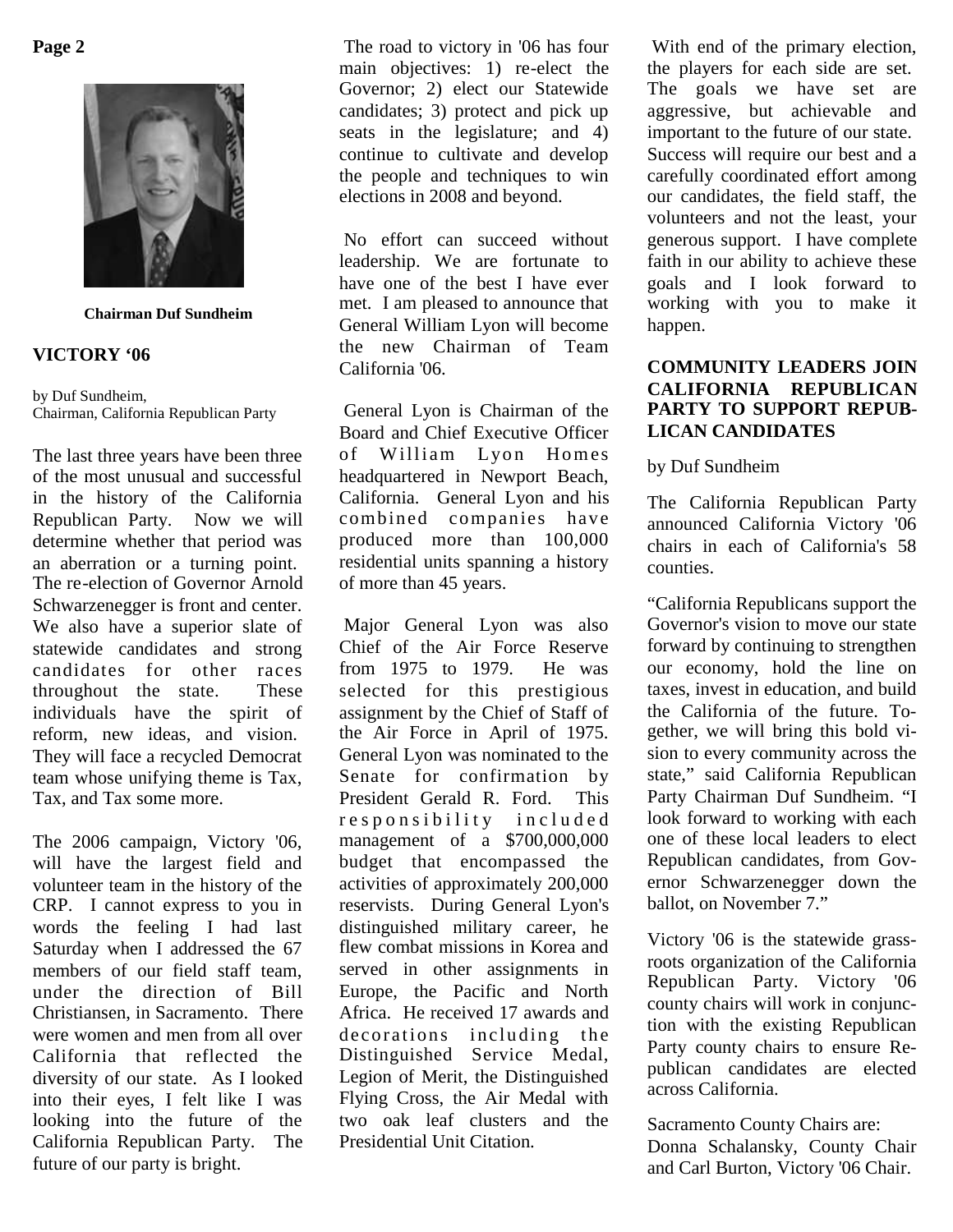Chairman Duf Sundheim

## VICTORY '06

by Duf Sundheim,
Chairman, California Republican Party

The last three years have been three of the most unusual and successful in the history of the California Republican Party. Now we will determine whether that period was an aberration or a turning point. The re-election of Governor Arnold Schwarzenegger is front and center. We also have a superior slate of statewide candidates and strong candidates for other races throughout the state. These individuals have the spirit of reform, new ideas, and vision. They will face a recycled Democrat team whose unifying theme is Tax, Tax, and Tax some more.

The 2006 campaign, Victory '06, will have the largest field and volunteer team in the history of the CRP. I cannot express to you in words the feeling I had last Saturday when I addressed the 67 members of our field staff team, under the direction of Bill Christiansen, in Sacramento. There were women and men from all over California that reflected the diversity of our state. As I looked into their eyes, I felt like I was looking into the future of the California Republican Party. The future of our party is bright.

The road to victory in '06 has four main objectives: 1) re-elect the Governor; 2) elect our Statewide candidates; 3) protect and pick up seats in the legislature; and 4) continue to cultivate and develop the people and techniques to win elections in 2008 and beyond.

No effort can succeed without leadership. We are fortunate to have one of the best I have ever met. I am pleased to announce that General William Lyon will become the new Chairman of Team California '06.

General Lyon is Chairman of the Board and Chief Executive Officer of William Lyon Homes headquartered in Newport Beach, California. General Lyon and his combined companies have produced more than 100,000 residential units spanning a history of more than 45 years.

Major General Lyon was also Chief of the Air Force Reserve from 1975 to 1979. He was selected for this prestigious assignment by the Chief of Staff of the Air Force in April of 1975. General Lyon was nominated to the Senate for confirmation by President Gerald R. Ford. This responsibility included management of a $700,000,000 budget that encompassed the activities of approximately 200,000 reservists. During General Lyon's distinguished military career, he flew combat missions in Korea and served in other assignments in Europe, the Pacific and North Africa. He received 17 awards and decorations including the Distinguished Service Medal, Legion of Merit, the Distinguished Flying Cross, the Air Medal with two oak leaf clusters and the Presidential Unit Citation.

With end of the primary election, the players for each side are set. The goals we have set are aggressive, but achievable and important to the future of our state. Success will require our best and a carefully coordinated effort among our candidates, the field staff, the volunteers and not the least, your generous support. I have complete faith in our ability to achieve these goals and I look forward to working with you to make it happen.

## COMMUNITY LEADERS JOIN CALIFORNIA REPUBLICAN PARTY TO SUPPORT REPUBLICAN CANDIDATES

by Duf Sundheim

The California Republican Party announced California Victory '06 chairs in each of California's 58 counties.

"California Republicans support the Governor's vision to move our state forward by continuing to strengthen our economy, hold the line on taxes, invest in education, and build the California of the future. Together, we will bring this bold vision to every community across the state," said California Republican Party Chairman Duf Sundheim. "I look forward to working with each one of these local leaders to elect Republican candidates, from Governor Schwarzenegger down the ballot, on November 7."

Victory '06 is the statewide grassroots organization of the California Republican Party. Victory '06 county chairs will work in conjunction with the existing Republican Party county chairs to ensure Republican candidates are elected across California.

Sacramento County Chairs are:
Donna Schalansky, County Chair and Carl Burton, Victory '06 Chair.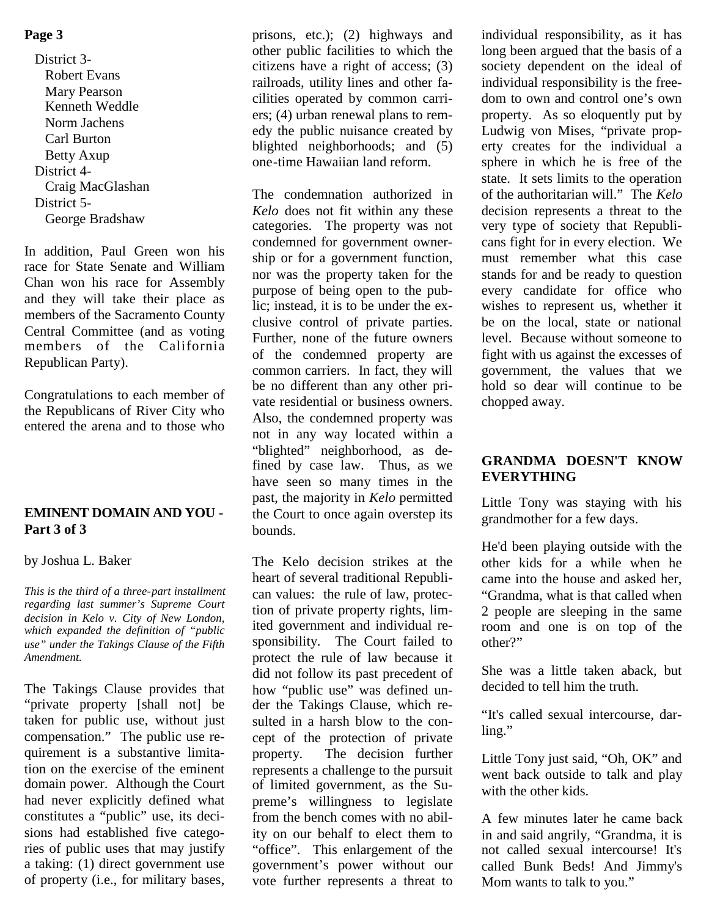District 3-
- Robert Evans
- Mary Pearson
- Kenneth Weddle
- Norm Jachens
- Carl Burton
- Betty Axup

District 4-
- Craig MacGlashan

District 5-
- George Bradshaw

In addition, Paul Green won his race for State Senate and William Chan won his race for Assembly and they will take their place as members of the Sacramento County Central Committee (and as voting members of the California Republican Party).

Congratulations to each member of the Republicans of River City who entered the arena and to those who

## EMINENT DOMAIN AND YOU - Part 3 of 3

by Joshua L. Baker

*This is the third of a three-part installment regarding last summer's Supreme Court decision in Kelo v. City of New London, which expanded the definition of "public use" under the Takings Clause of the Fifth Amendment.*

The Takings Clause provides that "private property [shall not] be taken for public use, without just compensation." The public use requirement is a substantive limitation on the exercise of the eminent domain power. Although the Court had never explicitly defined what constitutes a "public" use, its decisions had established five categories of public uses that may justify a taking: (1) direct government use of property (i.e., for military bases, prisons, etc.); (2) highways and other public facilities to which the citizens have a right of access; (3) railroads, utility lines and other facilities operated by common carriers; (4) urban renewal plans to remedy the public nuisance created by blighted neighborhoods; and (5) one-time Hawaiian land reform.

The condemnation authorized in *Kelo* does not fit within any these categories. The property was not condemned for government ownership or for a government function, nor was the property taken for the purpose of being open to the public; instead, it is to be under the exclusive control of private parties. Further, none of the future owners of the condemned property are common carriers. In fact, they will be no different than any other private residential or business owners. Also, the condemned property was not in any way located within a "blighted" neighborhood, as defined by case law. Thus, as we have seen so many times in the past, the majority in *Kelo* permitted the Court to once again overstep its bounds.

The Kelo decision strikes at the heart of several traditional Republican values: the rule of law, protection of private property rights, limited government and individual responsibility. The Court failed to protect the rule of law because it did not follow its past precedent of how "public use" was defined under the Takings Clause, which resulted in a harsh blow to the concept of the protection of private property. The decision further represents a challenge to the pursuit of limited government, as the Supreme's willingness to legislate from the bench comes with no ability on our behalf to elect them to "office". This enlargement of the government's power without our vote further represents a threat to individual responsibility, as it has long been argued that the basis of a society dependent on the ideal of individual responsibility is the freedom to own and control one's own property. As so eloquently put by Ludwig von Mises, "private property creates for the individual a sphere in which he is free of the state. It sets limits to the operation of the authoritarian will." The *Kelo* decision represents a threat to the very type of society that Republicans fight for in every election. We must remember what this case stands for and be ready to question every candidate for office who wishes to represent us, whether it be on the local, state or national level. Because without someone to fight with us against the excesses of government, the values that we hold so dear will continue to be chopped away.

## GRANDMA DOESN'T KNOW EVERYTHING

Little Tony was staying with his grandmother for a few days.

He'd been playing outside with the other kids for a while when he came into the house and asked her, "Grandma, what is that called when 2 people are sleeping in the same room and one is on top of the other?"

She was a little taken aback, but decided to tell him the truth.

"It's called sexual intercourse, darling."

Little Tony just said, "Oh, OK" and went back outside to talk and play with the other kids.

A few minutes later he came back in and said angrily, "Grandma, it is not called sexual intercourse! It's called Bunk Beds! And Jimmy's Mom wants to talk to you."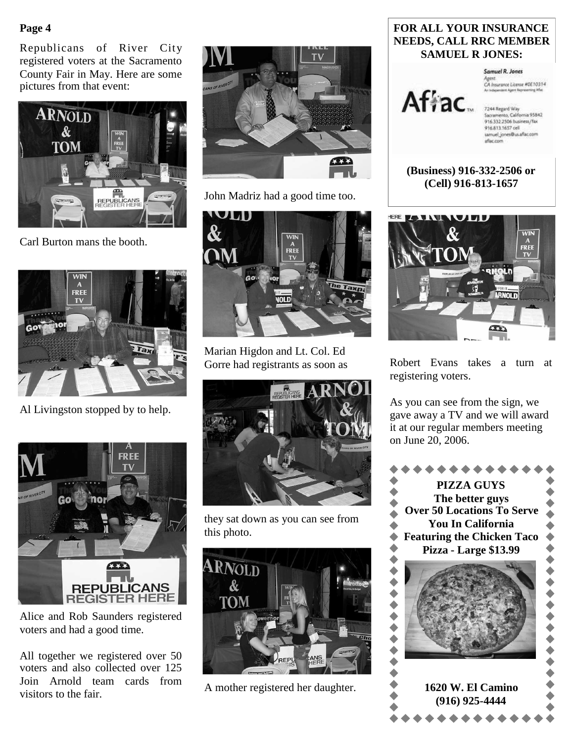Republicans of River City registered voters at the Sacramento County Fair in May. Here are some pictures from that event:

Carl Burton mans the booth.

Al Livingston stopped by to help.

Alice and Rob Saunders registered voters and had a good time.

All together we registered over 50 voters and also collected over 125 Join Arnold team cards from visitors to the fair.

John Madriz had a good time too.

Marian Higdon and Lt. Col. Ed Gorre had registrants as soon as they sat down as you can see from this photo.

A mother registered her daughter.

**FOR ALL YOUR INSURANCE NEEDS, CALL RRC MEMBER SAMUEL R JONES:**

Aflac

Samuel R. Jones
Agent
CA Insurance License #0E10314
An Independent Agent Representing Aflac

7244 Regard Way
Sacramento, California 95842
916.332.2506 business/fax
916.813.1657 cell
samuel_jones@us.aflac.com
aflac.com

**(Business) 916-332-2506 or (Cell) 916-813-1657**

Robert Evans takes a turn at registering voters.

As you can see from the sign, we gave away a TV and we will award it at our regular members meeting on June 20, 2006.

**PIZZA GUYS**
**The better guys**
**Over 50 Locations To Serve You In California**
**Featuring the Chicken Taco Pizza - Large $13.99**

**1620 W. El Camino**
**(916) 925-4444**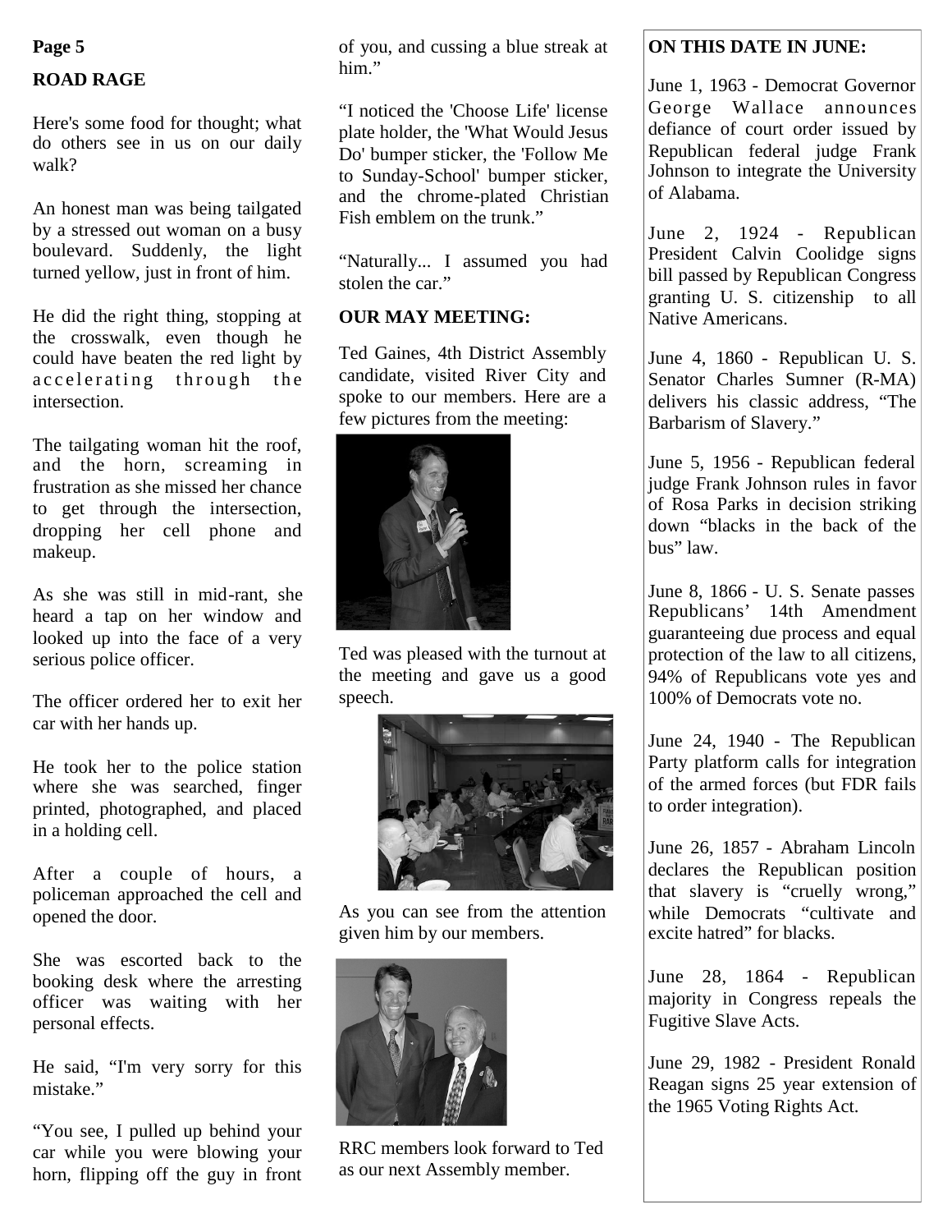## ROAD RAGE

Here's some food for thought; what do others see in us on our daily walk?

An honest man was being tailgated by a stressed out woman on a busy boulevard. Suddenly, the light turned yellow, just in front of him.

He did the right thing, stopping at the crosswalk, even though he could have beaten the red light by accelerating through the intersection.

The tailgating woman hit the roof, and the horn, screaming in frustration as she missed her chance to get through the intersection, dropping her cell phone and makeup.

As she was still in mid-rant, she heard a tap on her window and looked up into the face of a very serious police officer.

The officer ordered her to exit her car with her hands up.

He took her to the police station where she was searched, finger printed, photographed, and placed in a holding cell.

After a couple of hours, a policeman approached the cell and opened the door.

She was escorted back to the booking desk where the arresting officer was waiting with her personal effects.

He said, "I'm very sorry for this mistake."

"You see, I pulled up behind your car while you were blowing your horn, flipping off the guy in front of you, and cussing a blue streak at him."

"I noticed the 'Choose Life' license plate holder, the 'What Would Jesus Do' bumper sticker, the 'Follow Me to Sunday-School' bumper sticker, and the chrome-plated Christian Fish emblem on the trunk."

"Naturally... I assumed you had stolen the car."

## OUR MAY MEETING:

Ted Gaines, 4th District Assembly candidate, visited River City and spoke to our members. Here are a few pictures from the meeting:

Ted was pleased with the turnout at the meeting and gave us a good speech.

As you can see from the attention given him by our members.

RRC members look forward to Ted as our next Assembly member.

## ON THIS DATE IN JUNE:

June 1, 1963 - Democrat Governor George Wallace announces defiance of court order issued by Republican federal judge Frank Johnson to integrate the University of Alabama.

June 2, 1924 - Republican President Calvin Coolidge signs bill passed by Republican Congress granting U. S. citizenship to all Native Americans.

June 4, 1860 - Republican U. S. Senator Charles Sumner (R-MA) delivers his classic address, "The Barbarism of Slavery."

June 5, 1956 - Republican federal judge Frank Johnson rules in favor of Rosa Parks in decision striking down "blacks in the back of the bus" law.

June 8, 1866 - U. S. Senate passes Republicans' 14th Amendment guaranteeing due process and equal protection of the law to all citizens, 94% of Republicans vote yes and 100% of Democrats vote no.

June 24, 1940 - The Republican Party platform calls for integration of the armed forces (but FDR fails to order integration).

June 26, 1857 - Abraham Lincoln declares the Republican position that slavery is "cruelly wrong," while Democrats "cultivate and excite hatred" for blacks.

June 28, 1864 - Republican majority in Congress repeals the Fugitive Slave Acts.

June 29, 1982 - President Ronald Reagan signs 25 year extension of the 1965 Voting Rights Act.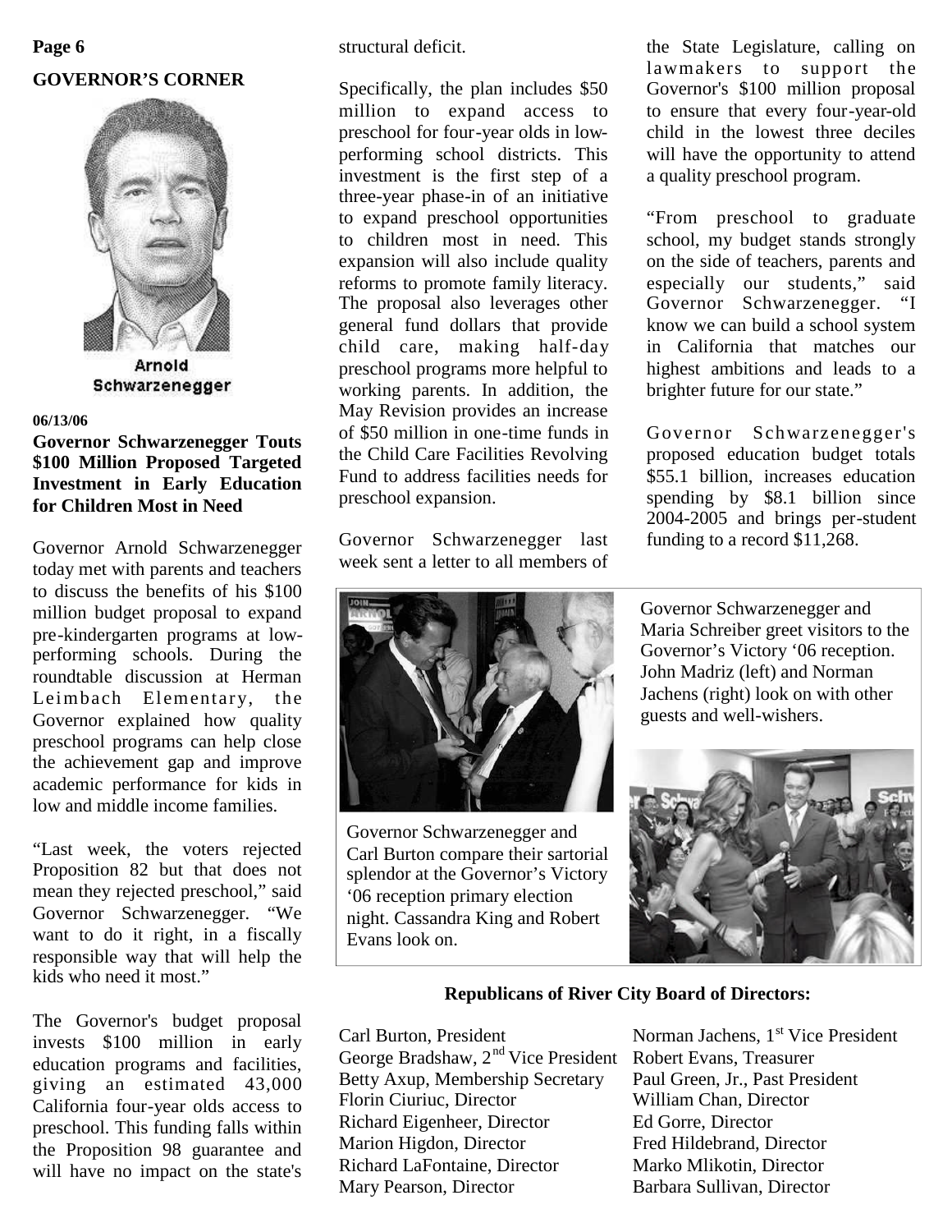## GOVERNOR'S CORNER

Arnold Schwarzenegger

06/13/06

**Governor Schwarzenegger Touts $100 Million Proposed Targeted Investment in Early Education for Children Most in Need**

Governor Arnold Schwarzenegger today met with parents and teachers to discuss the benefits of his $100 million budget proposal to expand pre-kindergarten programs at low-performing schools. During the roundtable discussion at Herman Leimbach Elementary, the Governor explained how quality preschool programs can help close the achievement gap and improve academic performance for kids in low and middle income families.

"Last week, the voters rejected Proposition 82 but that does not mean they rejected preschool," said Governor Schwarzenegger. "We want to do it right, in a fiscally responsible way that will help the kids who need it most."

The Governor's budget proposal invests $100 million in early education programs and facilities, giving an estimated 43,000 California four-year olds access to preschool. This funding falls within the Proposition 98 guarantee and will have no impact on the state's structural deficit.

Specifically, the plan includes $50 million to expand access to preschool for four-year olds in low-performing school districts. This investment is the first step of a three-year phase-in of an initiative to expand preschool opportunities to children most in need. This expansion will also include quality reforms to promote family literacy. The proposal also leverages other general fund dollars that provide child care, making half-day preschool programs more helpful to working parents. In addition, the May Revision provides an increase of $50 million in one-time funds in the Child Care Facilities Revolving Fund to address facilities needs for preschool expansion.

Governor Schwarzenegger last week sent a letter to all members of the State Legislature, calling on lawmakers to support the Governor's $100 million proposal to ensure that every four-year-old child in the lowest three deciles will have the opportunity to attend a quality preschool program.

"From preschool to graduate school, my budget stands strongly on the side of teachers, parents and especially our students," said Governor Schwarzenegger. "I know we can build a school system in California that matches our highest ambitions and leads to a brighter future for our state."

Governor Schwarzenegger's proposed education budget totals $55.1 billion, increases education spending by $8.1 billion since 2004-2005 and brings per-student funding to a record $11,268.

Governor Schwarzenegger and Carl Burton compare their sartorial splendor at the Governor's Victory '06 reception primary election night. Cassandra King and Robert Evans look on.

Governor Schwarzenegger and Maria Schreiber greet visitors to the Governor's Victory '06 reception. John Madriz (left) and Norman Jachens (right) look on with other guests and well-wishers.

**Republicans of River City Board of Directors:**

Carl Burton, President
Norman Jachens, 1st Vice President
George Bradshaw, 2nd Vice President
Robert Evans, Treasurer
Betty Axup, Membership Secretary
Paul Green, Jr., Past President
Florin Ciuriuc, Director
William Chan, Director
Richard Eigenheer, Director
Ed Gorre, Director
Marion Higdon, Director
Fred Hildebrand, Director
Richard LaFontaine, Director
Marko Mlikotin, Director
Mary Pearson, Director
Barbara Sullivan, Director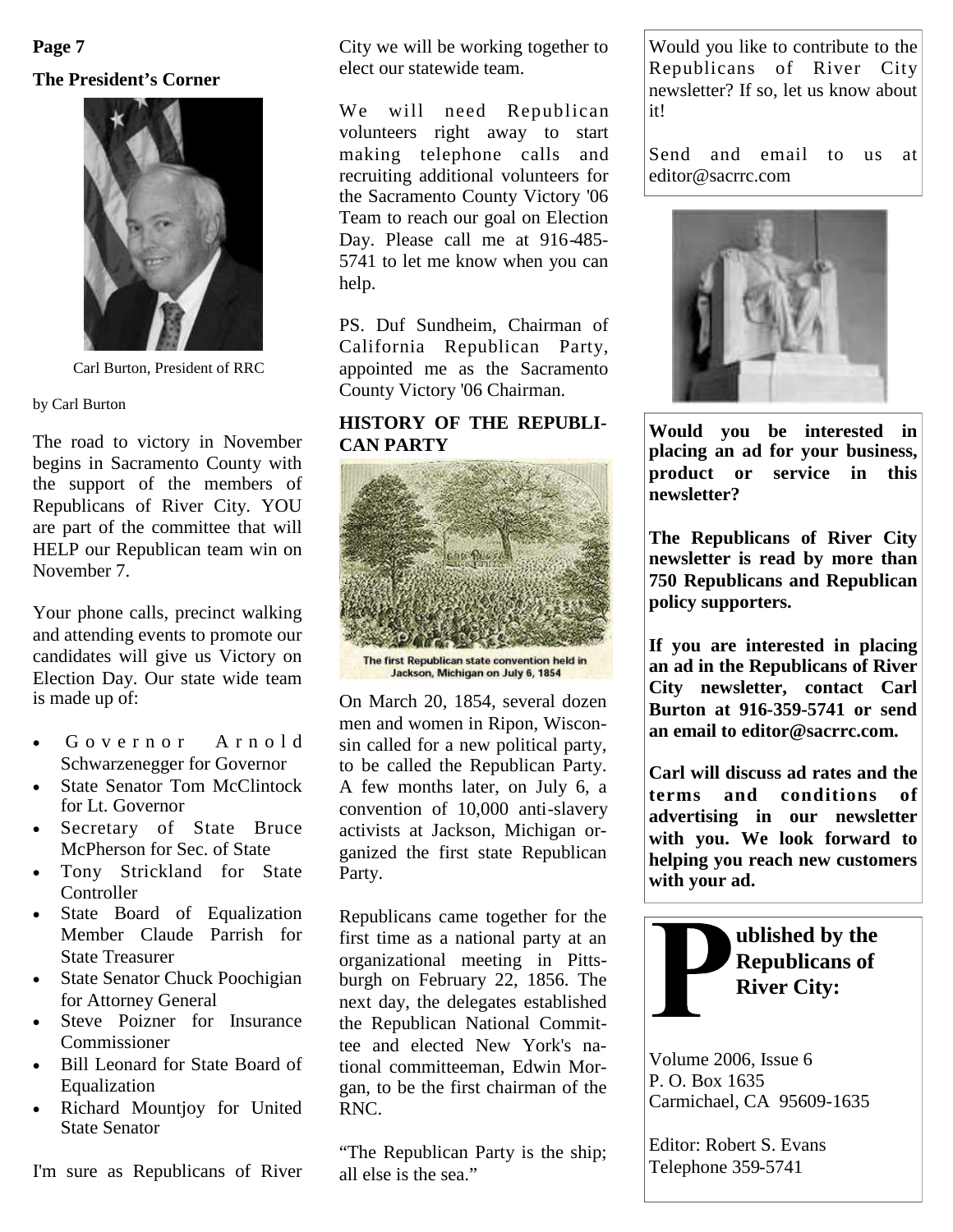## The President's Corner

Carl Burton, President of RRC

by Carl Burton

The road to victory in November begins in Sacramento County with the support of the members of Republicans of River City. YOU are part of the committee that will HELP our Republican team win on November 7.

Your phone calls, precinct walking and attending events to promote our candidates will give us Victory on Election Day. Our state wide team is made up of:

- Governor Arnold Schwarzenegger for Governor
- State Senator Tom McClintock for Lt. Governor
- Secretary of State Bruce McPherson for Sec. of State
- Tony Strickland for State Controller
- State Board of Equalization Member Claude Parrish for State Treasurer
- State Senator Chuck Poochigian for Attorney General
- Steve Poizner for Insurance Commissioner
- Bill Leonard for State Board of Equalization
- Richard Mountjoy for United State Senator

I'm sure as Republicans of River City we will be working together to elect our statewide team.

We will need Republican volunteers right away to start making telephone calls and recruiting additional volunteers for the Sacramento County Victory '06 Team to reach our goal on Election Day. Please call me at 916-485-5741 to let me know when you can help.

PS. Duf Sundheim, Chairman of California Republican Party, appointed me as the Sacramento County Victory '06 Chairman.

## HISTORY OF THE REPUBLICAN PARTY

The first Republican state convention held in Jackson, Michigan on July 6, 1854

On March 20, 1854, several dozen men and women in Ripon, Wisconsin called for a new political party, to be called the Republican Party. A few months later, on July 6, a convention of 10,000 anti-slavery activists at Jackson, Michigan organized the first state Republican Party.

Republicans came together for the first time as a national party at an organizational meeting in Pittsburgh on February 22, 1856. The next day, the delegates established the Republican National Committee and elected New York's national committeeman, Edwin Morgan, to be the first chairman of the RNC.

"The Republican Party is the ship; all else is the sea."

Would you like to contribute to the Republicans of River City newsletter? If so, let us know about it!

Send and email to us at editor@sacrrc.com

**Would you be interested in placing an ad for your business, product or service in this newsletter?**

**The Republicans of River City newsletter is read by more than 750 Republicans and Republican policy supporters.**

**If you are interested in placing an ad in the Republicans of River City newsletter, contact Carl Burton at 916-359-5741 or send an email to editor@sacrrc.com.**

**Carl will discuss ad rates and the terms and conditions of advertising in our newsletter with you. We look forward to helping you reach new customers with your ad.**

**Published by the Republicans of River City:**

Volume 2006, Issue 6
P. O. Box 1635
Carmichael, CA 95609-1635

Editor: Robert S. Evans
Telephone 359-5741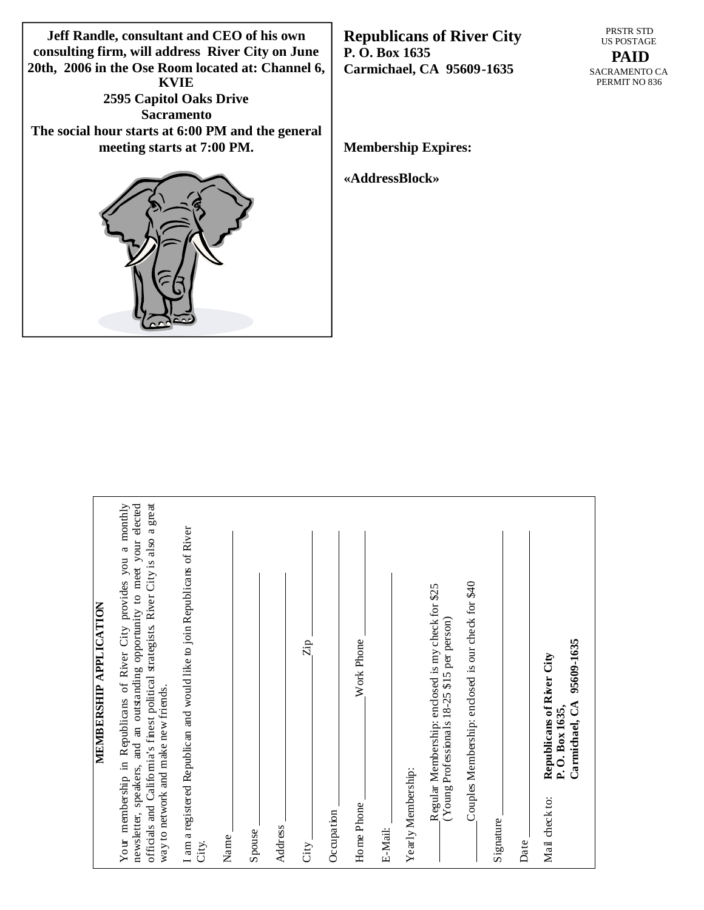**Jeff Randle, consultant and CEO of his own consulting firm, will address River City on June 20th, 2006 in the Ose Room located at: Channel 6, KVIE**
**2595 Capitol Oaks Drive**
**Sacramento**
**The social hour starts at 6:00 PM and the general meeting starts at 7:00 PM.**

**Republicans of River City**
**P. O. Box 1635**
**Carmichael, CA 95609-1635**

PRSTR STD
US POSTAGE
**PAID**
SACRAMENTO CA
PERMIT NO 836

**Membership Expires:**

**«AddressBlock»**

## MEMBERSHIP APPLICATION

Your membership in Republicans of River City provides you a monthly newsletter, speakers, and an outstanding opportunity to meet your elected officials and California's finest political strategists. River City is also a great way to network and make new friends.

I am a registered Republican and would like to join Republicans of River City.

Name ____________________

Spouse ____________________

Address ____________________

City ____________ Zip ____________

Occupation ____________________

Home Phone ____________ Work Phone ____________

E-Mail: ____________________

Yearly Membership:

____ Regular Membership: enclosed is my check for $25 (Young Professionals 18-25 $15 per person)

____ Couples Membership: enclosed is our check for $40

Signature ____________________

Date ____________________

Mail check to: **Republicans of River City**
**P. O. Box 1635,**
**Carmichael, CA 95609-1635**